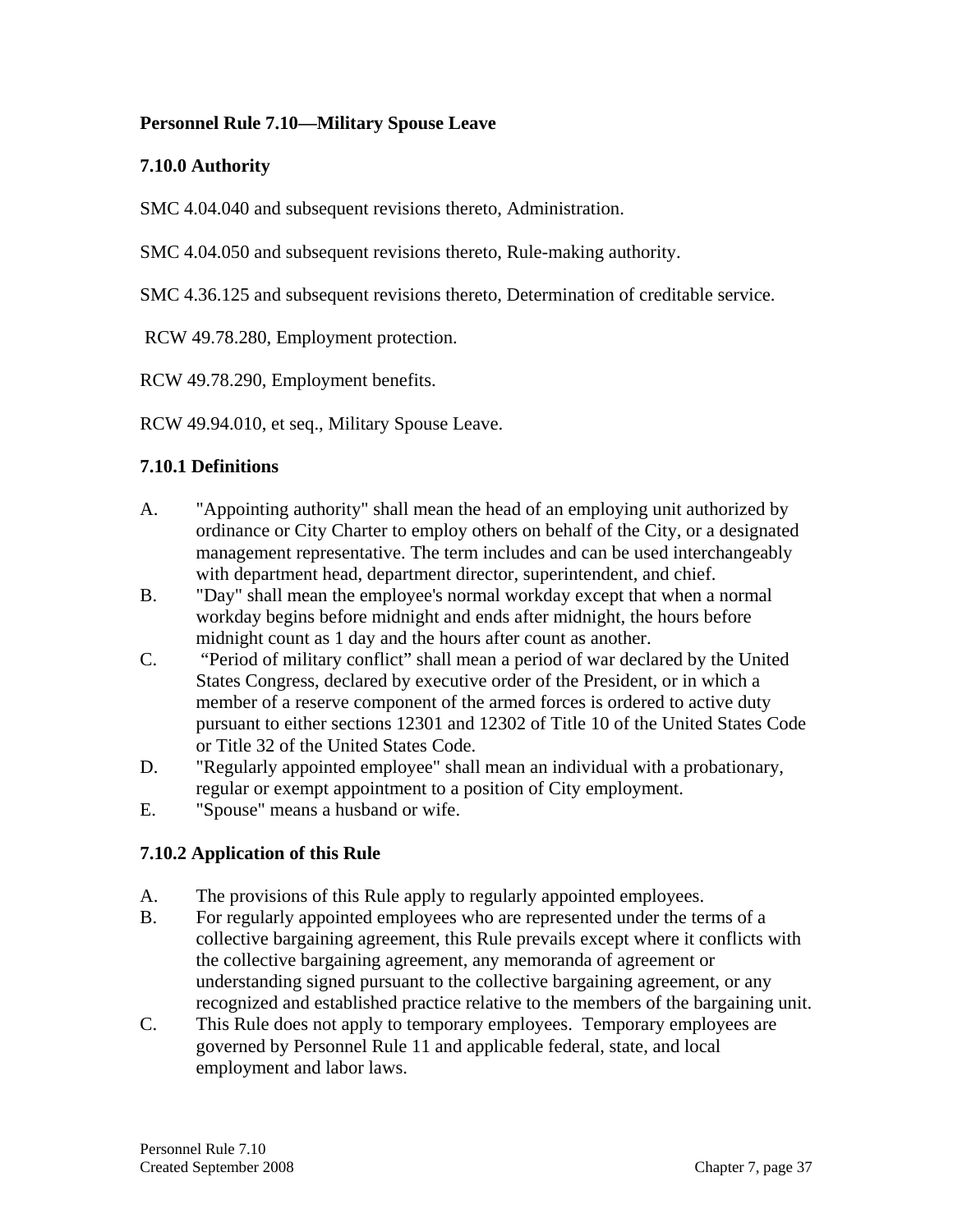**Personnel Rule 7.10—Military Spouse Leave**

**7.10.0 Authority**

SMC 4.04.040 and subsequent revisions thereto, Administration.

SMC 4.04.050 and subsequent revisions thereto, Rule-making authority.

SMC 4.36.125 and subsequent revisions thereto, Determination of creditable service.

RCW 49.78.280, Employment protection.

RCW 49.78.290, Employment benefits.

RCW 49.94.010, et seq., Military Spouse Leave.

**7.10.1 Definitions**

A. "Appointing authority" shall mean the head of an employing unit authorized by ordinance or City Charter to employ others on behalf of the City, or a designated management representative. The term includes and can be used interchangeably with department head, department director, superintendent, and chief.

B. "Day" shall mean the employee's normal workday except that when a normal workday begins before midnight and ends after midnight, the hours before midnight count as 1 day and the hours after count as another.

C. "Period of military conflict" shall mean a period of war declared by the United States Congress, declared by executive order of the President, or in which a member of a reserve component of the armed forces is ordered to active duty pursuant to either sections 12301 and 12302 of Title 10 of the United States Code or Title 32 of the United States Code.

D. "Regularly appointed employee" shall mean an individual with a probationary, regular or exempt appointment to a position of City employment.

E. "Spouse" means a husband or wife.

**7.10.2 Application of this Rule**

A. The provisions of this Rule apply to regularly appointed employees.

B. For regularly appointed employees who are represented under the terms of a collective bargaining agreement, this Rule prevails except where it conflicts with the collective bargaining agreement, any memoranda of agreement or understanding signed pursuant to the collective bargaining agreement, or any recognized and established practice relative to the members of the bargaining unit.

C. This Rule does not apply to temporary employees. Temporary employees are governed by Personnel Rule 11 and applicable federal, state, and local employment and labor laws.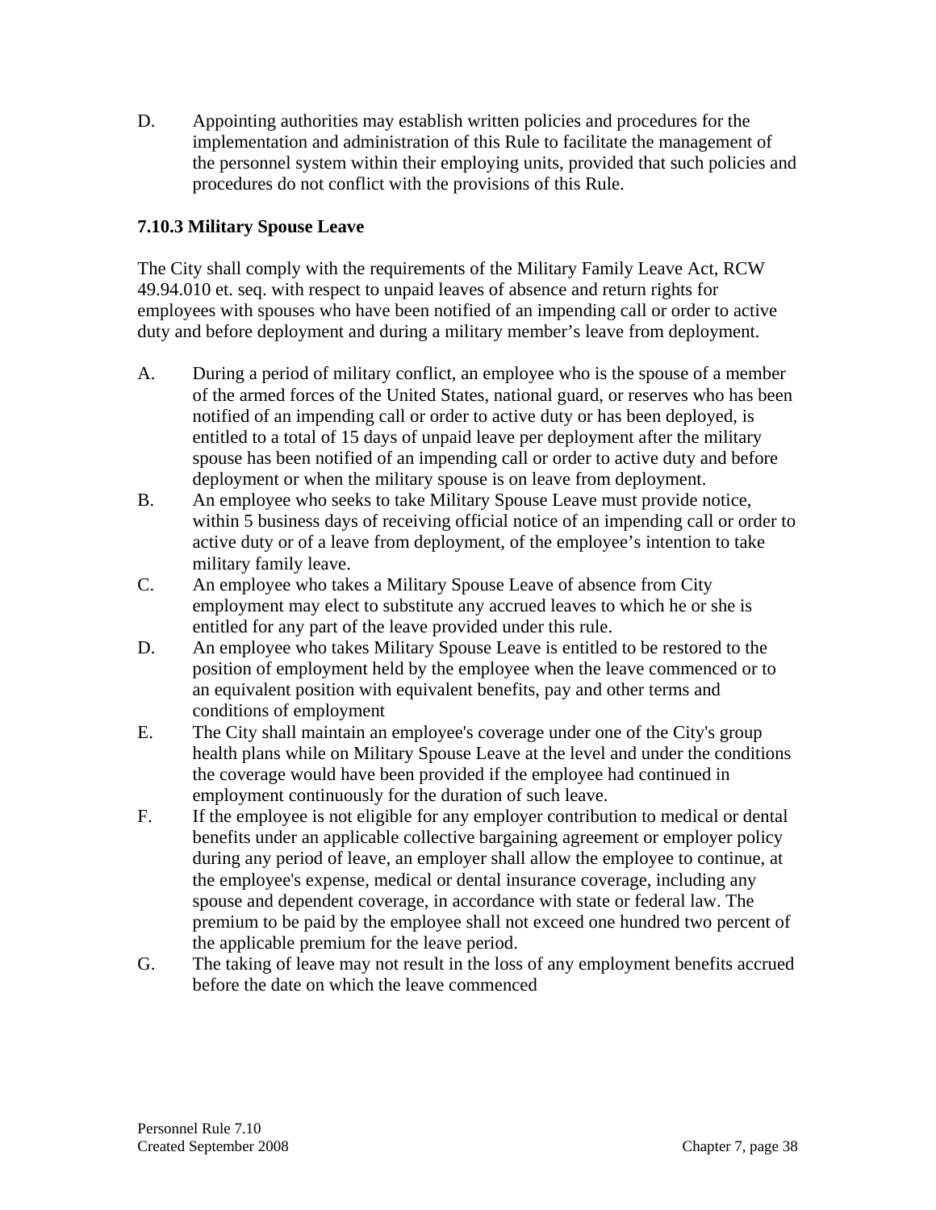D. Appointing authorities may establish written policies and procedures for the implementation and administration of this Rule to facilitate the management of the personnel system within their employing units, provided that such policies and procedures do not conflict with the provisions of this Rule.

**7.10.3 Military Spouse Leave**

The City shall comply with the requirements of the Military Family Leave Act, RCW 49.94.010 et. seq. with respect to unpaid leaves of absence and return rights for employees with spouses who have been notified of an impending call or order to active duty and before deployment and during a military member's leave from deployment.

A. During a period of military conflict, an employee who is the spouse of a member of the armed forces of the United States, national guard, or reserves who has been notified of an impending call or order to active duty or has been deployed, is entitled to a total of 15 days of unpaid leave per deployment after the military spouse has been notified of an impending call or order to active duty and before deployment or when the military spouse is on leave from deployment.

B. An employee who seeks to take Military Spouse Leave must provide notice, within 5 business days of receiving official notice of an impending call or order to active duty or of a leave from deployment, of the employee's intention to take military family leave.

C. An employee who takes a Military Spouse Leave of absence from City employment may elect to substitute any accrued leaves to which he or she is entitled for any part of the leave provided under this rule.

D. An employee who takes Military Spouse Leave is entitled to be restored to the position of employment held by the employee when the leave commenced or to an equivalent position with equivalent benefits, pay and other terms and conditions of employment

E. The City shall maintain an employee's coverage under one of the City's group health plans while on Military Spouse Leave at the level and under the conditions the coverage would have been provided if the employee had continued in employment continuously for the duration of such leave.

F. If the employee is not eligible for any employer contribution to medical or dental benefits under an applicable collective bargaining agreement or employer policy during any period of leave, an employer shall allow the employee to continue, at the employee's expense, medical or dental insurance coverage, including any spouse and dependent coverage, in accordance with state or federal law. The premium to be paid by the employee shall not exceed one hundred two percent of the applicable premium for the leave period.

G. The taking of leave may not result in the loss of any employment benefits accrued before the date on which the leave commenced